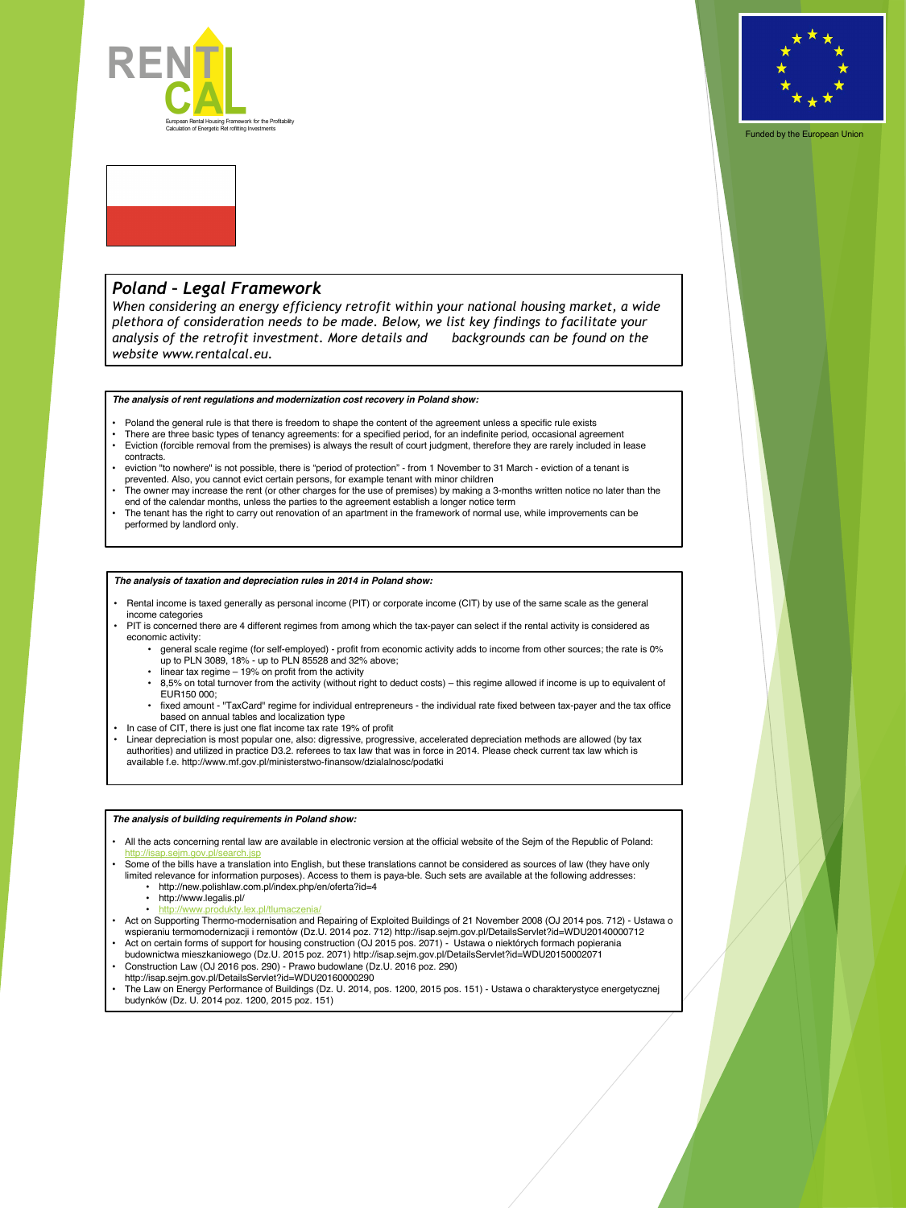RENTCAL

European Rental Housing Framework for the Profitability Calculation of Energetic Retrofitting Investments

Funded by the European Union

## *Poland – Legal Framework*

*When considering an energy efficiency retrofit within your national housing market, a wide plethora of consideration needs to be made. Below, we list key findings to facilitate your analysis of the retrofit investment. More details and backgrounds can be found on the website www.rentalcal.eu.*

### ***The analysis of rent regulations and modernization cost recovery in Poland show:***

- Poland the general rule is that there is freedom to shape the content of the agreement unless a specific rule exists
- There are three basic types of tenancy agreements: for a specified period, for an indefinite period, occasional agreement
- Eviction (forcible removal from the premises) is always the result of court judgment, therefore they are rarely included in lease contracts.
- eviction "to nowhere" is not possible, there is "period of protection" - from 1 November to 31 March - eviction of a tenant is prevented. Also, you cannot evict certain persons, for example tenant with minor children
- The owner may increase the rent (or other charges for the use of premises) by making a 3-months written notice no later than the end of the calendar months, unless the parties to the agreement establish a longer notice term
- The tenant has the right to carry out renovation of an apartment in the framework of normal use, while improvements can be performed by landlord only.

### ***The analysis of taxation and depreciation rules in 2014 in Poland show:***

- Rental income is taxed generally as personal income (PIT) or corporate income (CIT) by use of the same scale as the general income categories
- PIT is concerned there are 4 different regimes from among which the tax-payer can select if the rental activity is considered as economic activity:
  - general scale regime (for self-employed) - profit from economic activity adds to income from other sources; the rate is 0% up to PLN 3089, 18% - up to PLN 85528 and 32% above;
  - linear tax regime – 19% on profit from the activity
  - 8,5% on total turnover from the activity (without right to deduct costs) – this regime allowed if income is up to equivalent of EUR150 000;
  - fixed amount - "TaxCard" regime for individual entrepreneurs - the individual rate fixed between tax-payer and the tax office based on annual tables and localization type
- In case of CIT, there is just one flat income tax rate 19% of profit
- Linear depreciation is most popular one, also: digressive, progressive, accelerated depreciation methods are allowed (by tax authorities) and utilized in practice D3.2. referees to tax law that was in force in 2014. Please check current tax law which is available f.e. http://www.mf.gov.pl/ministerstwo-finansow/dzialalnosc/podatki

### ***The analysis of building requirements in Poland show:***

- All the acts concerning rental law are available in electronic version at the official website of the Sejm of the Republic of Poland: http://isap.sejm.gov.pl/search.jsp
- Some of the bills have a translation into English, but these translations cannot be considered as sources of law (they have only limited relevance for information purposes). Access to them is paya-ble. Such sets are available at the following addresses:
  - http://new.polishlaw.com.pl/index.php/en/oferta?id=4
  - http://www.legalis.pl/
  - http://www.produkty.lex.pl/tlumaczenia/
- Act on Supporting Thermo-modernisation and Repairing of Exploited Buildings of 21 November 2008 (OJ 2014 pos. 712) - Ustawa o wspieraniu termomodernizacji i remontów (Dz.U. 2014 poz. 712) http://isap.sejm.gov.pl/DetailsServlet?id=WDU20140000712
- Act on certain forms of support for housing construction (OJ 2015 pos. 2071) - Ustawa o niektórych formach popierania budownictwa mieszkaniowego (Dz.U. 2015 poz. 2071) http://isap.sejm.gov.pl/DetailsServlet?id=WDU20150002071
- Construction Law (OJ 2016 pos. 290) - Prawo budowlane (Dz.U. 2016 poz. 290) http://isap.sejm.gov.pl/DetailsServlet?id=WDU20160000290
- The Law on Energy Performance of Buildings (Dz. U. 2014, pos. 1200, 2015 pos. 151) - Ustawa o charakterystyce energetycznej budynków (Dz. U. 2014 poz. 1200, 2015 poz. 151)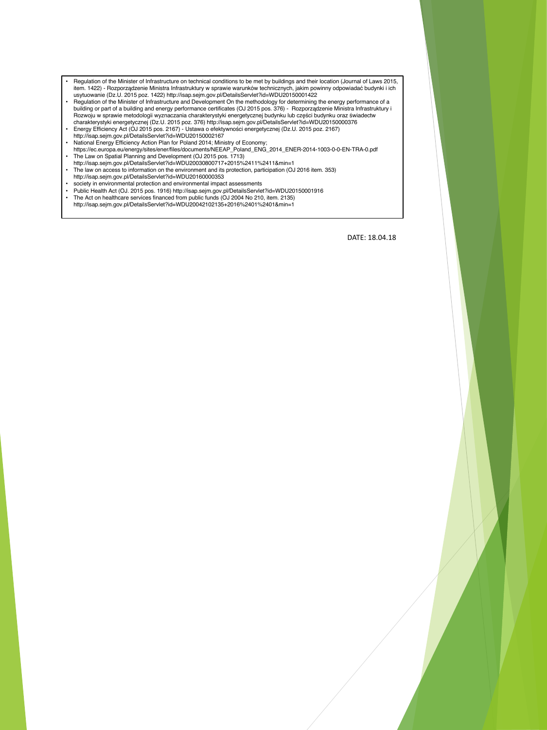- Regulation of the Minister of Infrastructure on technical conditions to be met by buildings and their location (Journal of Laws 2015, item. 1422) - Rozporządzenie Ministra Infrastruktury w sprawie warunków technicznych, jakim powinny odpowiadać budynki i ich usytuowanie (Dz.U. 2015 poz. 1422) http://isap.sejm.gov.pl/DetailsServlet?id=WDU20150001422
- Regulation of the Minister of Infrastructure and Development On the methodology for determining the energy performance of a building or part of a building and energy performance certificates (OJ 2015 pos. 376) - Rozporządzenie Ministra Infrastruktury i Rozwoju w sprawie metodologii wyznaczania charakterystyki energetycznej budynku lub części budynku oraz świadectw charakterystyki energetycznej (Dz.U. 2015 poz. 376) http://isap.sejm.gov.pl/DetailsServlet?id=WDU20150000376
- Energy Efficiency Act (OJ 2015 pos. 2167) - Ustawa o efektywności energetycznej (Dz.U. 2015 poz. 2167) http://isap.sejm.gov.pl/DetailsServlet?id=WDU20150002167
- National Energy Efficiency Action Plan for Poland 2014; Ministry of Economy; https://ec.europa.eu/energy/sites/ener/files/documents/NEEAP_Poland_ENG_2014_ENER-2014-1003-0-0-EN-TRA-0.pdf
- The Law on Spatial Planning and Development (OJ 2015 pos. 1713) http://isap.sejm.gov.pl/DetailsServlet?id=WDU20030800717+2015%2411%2411&min=1
- The law on access to information on the environment and its protection, participation (OJ 2016 item. 353) http://isap.sejm.gov.pl/DetailsServlet?id=WDU20160000353
- society in environmental protection and environmental impact assessments
- Public Health Act (OJ. 2015 pos. 1916) http://isap.sejm.gov.pl/DetailsServlet?id=WDU20150001916
- The Act on healthcare services financed from public funds (OJ 2004 No 210, item. 2135) http://isap.sejm.gov.pl/DetailsServlet?id=WDU20042102135+2016%2401%2401&min=1

DATE: 18.04.18